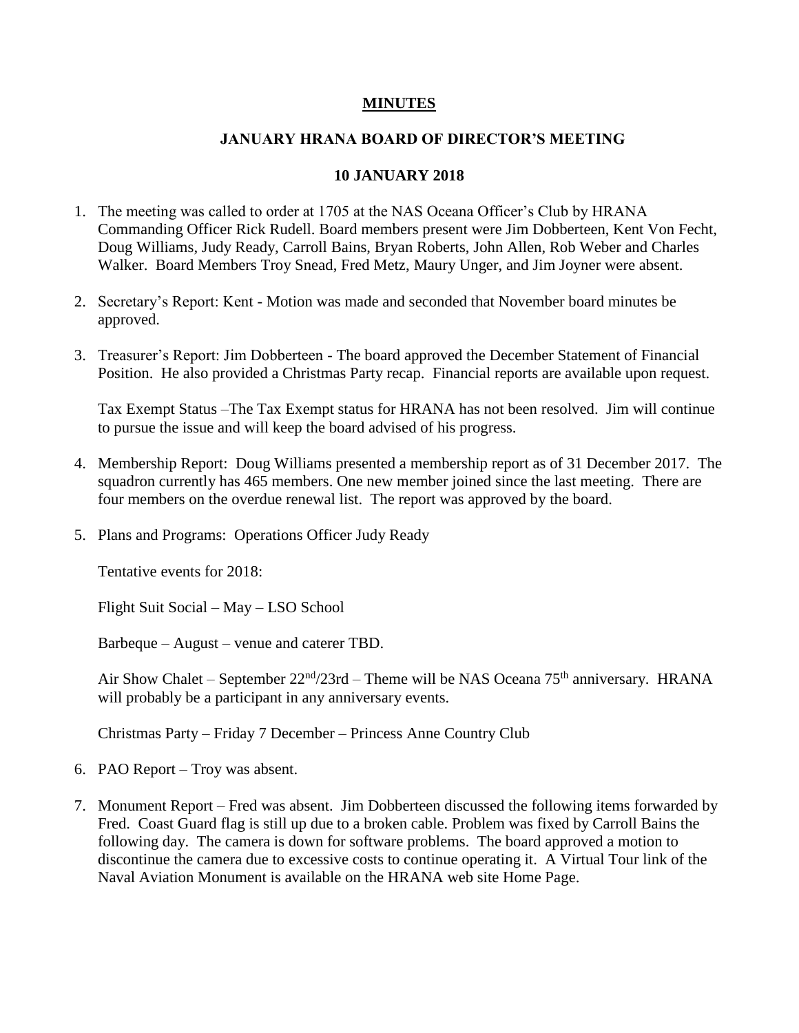# MINUTES

## JANUARY HRANA BOARD OF DIRECTOR'S MEETING

## 10 JANUARY 2018

1. The meeting was called to order at 1705 at the NAS Oceana Officer's Club by HRANA Commanding Officer Rick Rudell. Board members present were Jim Dobberteen, Kent Von Fecht, Doug Williams, Judy Ready, Carroll Bains, Bryan Roberts, John Allen, Rob Weber and Charles Walker. Board Members Troy Snead, Fred Metz, Maury Unger, and Jim Joyner were absent.

2. Secretary's Report: Kent - Motion was made and seconded that November board minutes be approved.

3. Treasurer's Report: Jim Dobberteen - The board approved the December Statement of Financial Position. He also provided a Christmas Party recap. Financial reports are available upon request.

   Tax Exempt Status –The Tax Exempt status for HRANA has not been resolved. Jim will continue to pursue the issue and will keep the board advised of his progress.

4. Membership Report: Doug Williams presented a membership report as of 31 December 2017. The squadron currently has 465 members. One new member joined since the last meeting. There are four members on the overdue renewal list. The report was approved by the board.

5. Plans and Programs: Operations Officer Judy Ready

   Tentative events for 2018:

   Flight Suit Social – May – LSO School

   Barbeque – August – venue and caterer TBD.

   Air Show Chalet – September 22nd/23rd – Theme will be NAS Oceana 75th anniversary. HRANA will probably be a participant in any anniversary events.

   Christmas Party – Friday 7 December – Princess Anne Country Club

6. PAO Report – Troy was absent.

7. Monument Report – Fred was absent. Jim Dobberteen discussed the following items forwarded by Fred. Coast Guard flag is still up due to a broken cable. Problem was fixed by Carroll Bains the following day. The camera is down for software problems. The board approved a motion to discontinue the camera due to excessive costs to continue operating it. A Virtual Tour link of the Naval Aviation Monument is available on the HRANA web site Home Page.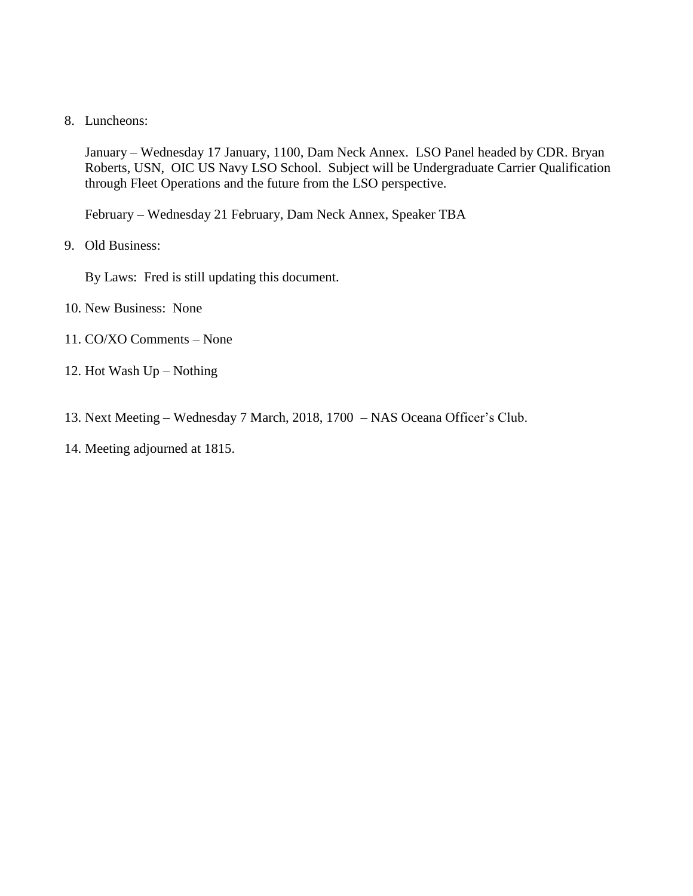8. Luncheons:

   January – Wednesday 17 January, 1100, Dam Neck Annex. LSO Panel headed by CDR. Bryan Roberts, USN, OIC US Navy LSO School. Subject will be Undergraduate Carrier Qualification through Fleet Operations and the future from the LSO perspective.

   February – Wednesday 21 February, Dam Neck Annex, Speaker TBA

9. Old Business:

   By Laws: Fred is still updating this document.

10. New Business: None

11. CO/XO Comments – None

12. Hot Wash Up – Nothing

13. Next Meeting – Wednesday 7 March, 2018, 1700 – NAS Oceana Officer's Club.

14. Meeting adjourned at 1815.